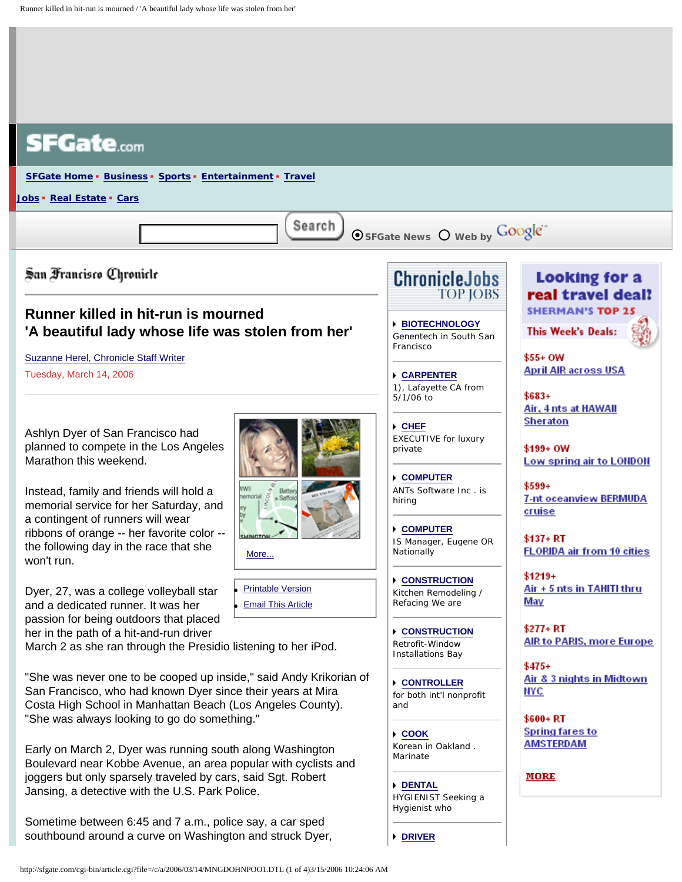San Francisco Chronicle

# Runner killed in hit-run is mourned
## 'A beautiful lady whose life was stolen from her'

Suzanne Herel, Chronicle Staff Writer

Tuesday, March 14, 2006

Ashlyn Dyer of San Francisco had planned to compete in the Los Angeles Marathon this weekend.

Instead, family and friends will hold a memorial service for her Saturday, and a contingent of runners will wear ribbons of orange -- her favorite color -- the following day in the race that she won't run.

Dyer, 27, was a college volleyball star and a dedicated runner. It was her passion for being outdoors that placed her in the path of a hit-and-run driver March 2 as she ran through the Presidio listening to her iPod.

"She was never one to be cooped up inside," said Andy Krikorian of San Francisco, who had known Dyer since their years at Mira Costa High School in Manhattan Beach (Los Angeles County). "She was always looking to go do something."

Early on March 2, Dyer was running south along Washington Boulevard near Kobbe Avenue, an area popular with cyclists and joggers but only sparsely traveled by cars, said Sgt. Robert Jansing, a detective with the U.S. Park Police.

Sometime between 6:45 and 7 a.m., police say, a car sped southbound around a curve on Washington and struck Dyer,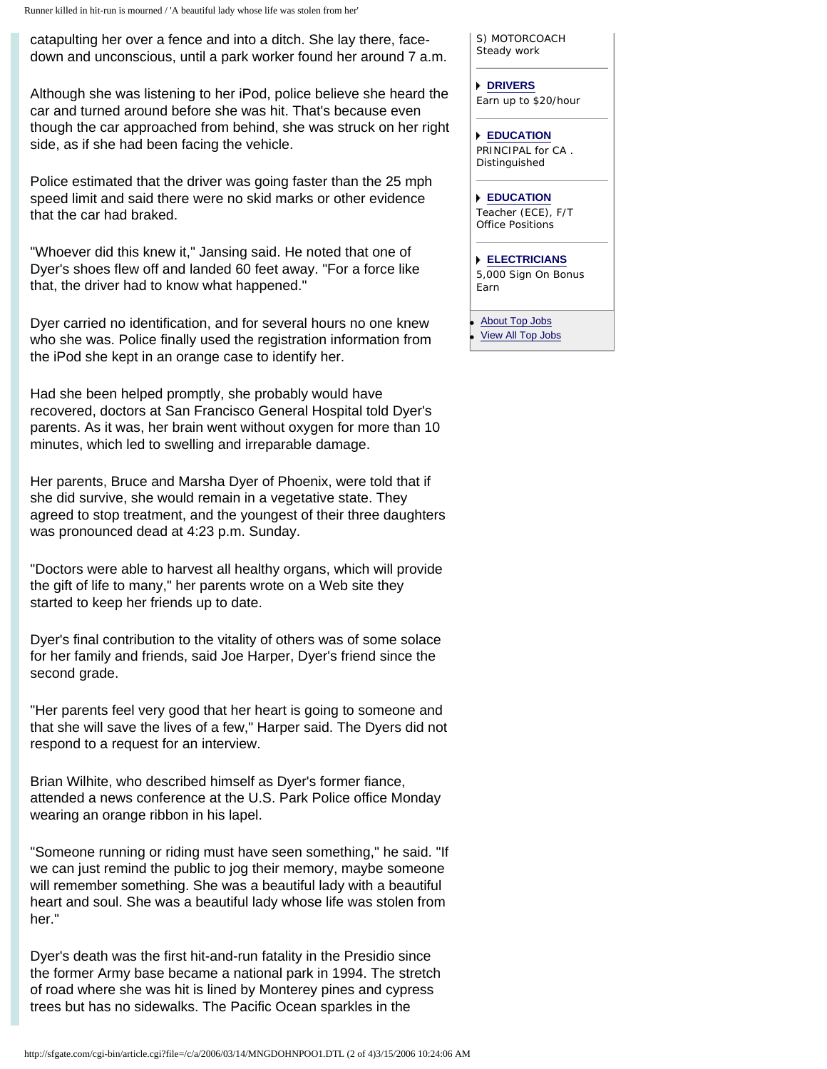catapulting her over a fence and into a ditch. She lay there, face-down and unconscious, until a park worker found her around 7 a.m.

Although she was listening to her iPod, police believe she heard the car and turned around before she was hit. That's because even though the car approached from behind, she was struck on her right side, as if she had been facing the vehicle.

Police estimated that the driver was going faster than the 25 mph speed limit and said there were no skid marks or other evidence that the car had braked.

"Whoever did this knew it," Jansing said. He noted that one of Dyer's shoes flew off and landed 60 feet away. "For a force like that, the driver had to know what happened."

Dyer carried no identification, and for several hours no one knew who she was. Police finally used the registration information from the iPod she kept in an orange case to identify her.

Had she been helped promptly, she probably would have recovered, doctors at San Francisco General Hospital told Dyer's parents. As it was, her brain went without oxygen for more than 10 minutes, which led to swelling and irreparable damage.

Her parents, Bruce and Marsha Dyer of Phoenix, were told that if she did survive, she would remain in a vegetative state. They agreed to stop treatment, and the youngest of their three daughters was pronounced dead at 4:23 p.m. Sunday.

"Doctors were able to harvest all healthy organs, which will provide the gift of life to many," her parents wrote on a Web site they started to keep her friends up to date.

Dyer's final contribution to the vitality of others was of some solace for her family and friends, said Joe Harper, Dyer's friend since the second grade.

"Her parents feel very good that her heart is going to someone and that she will save the lives of a few," Harper said. The Dyers did not respond to a request for an interview.

Brian Wilhite, who described himself as Dyer's former fiance, attended a news conference at the U.S. Park Police office Monday wearing an orange ribbon in his lapel.

"Someone running or riding must have seen something," he said. "If we can just remind the public to jog their memory, maybe someone will remember something. She was a beautiful lady with a beautiful heart and soul. She was a beautiful lady whose life was stolen from her."

Dyer's death was the first hit-and-run fatality in the Presidio since the former Army base became a national park in 1994. The stretch of road where she was hit is lined by Monterey pines and cypress trees but has no sidewalks. The Pacific Ocean sparkles in the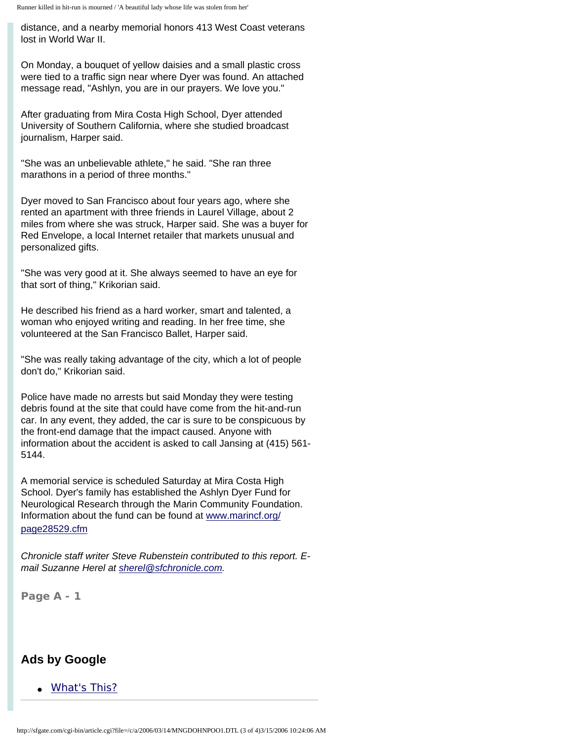distance, and a nearby memorial honors 413 West Coast veterans lost in World War II.

On Monday, a bouquet of yellow daisies and a small plastic cross were tied to a traffic sign near where Dyer was found. An attached message read, "Ashlyn, you are in our prayers. We love you."

After graduating from Mira Costa High School, Dyer attended University of Southern California, where she studied broadcast journalism, Harper said.

"She was an unbelievable athlete," he said. "She ran three marathons in a period of three months."

Dyer moved to San Francisco about four years ago, where she rented an apartment with three friends in Laurel Village, about 2 miles from where she was struck, Harper said. She was a buyer for Red Envelope, a local Internet retailer that markets unusual and personalized gifts.

"She was very good at it. She always seemed to have an eye for that sort of thing," Krikorian said.

He described his friend as a hard worker, smart and talented, a woman who enjoyed writing and reading. In her free time, she volunteered at the San Francisco Ballet, Harper said.

"She was really taking advantage of the city, which a lot of people don't do," Krikorian said.

Police have made no arrests but said Monday they were testing debris found at the site that could have come from the hit-and-run car. In any event, they added, the car is sure to be conspicuous by the front-end damage that the impact caused. Anyone with information about the accident is asked to call Jansing at (415) 561-5144.

A memorial service is scheduled Saturday at Mira Costa High School. Dyer's family has established the Ashlyn Dyer Fund for Neurological Research through the Marin Community Foundation. Information about the fund can be found at www.marincf.org/page28529.cfm

*Chronicle staff writer Steve Rubenstein contributed to this report. E-mail Suzanne Herel at sherel@sfchronicle.com.*

**Page A - 1**

## Ads by Google

- What's This?